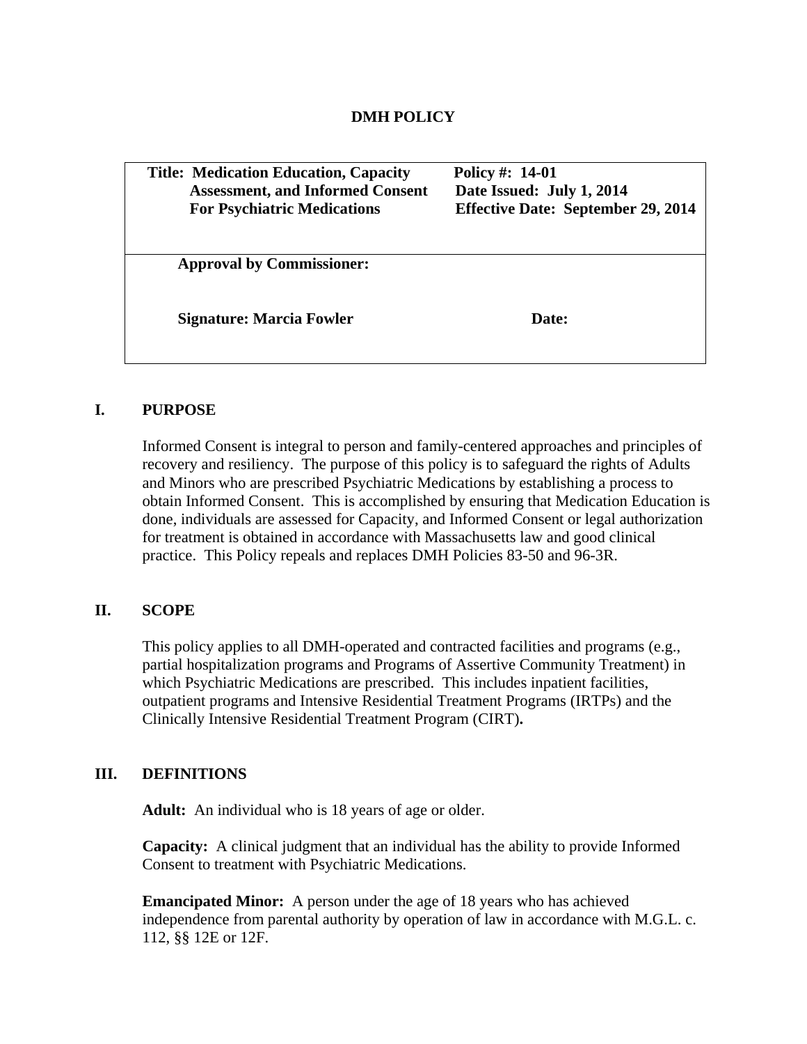# DMH POLICY

| Title: Medication Education, Capacity Assessment, and Informed Consent For Psychiatric Medications | Policy #: 14-01<br>Date Issued: July 1, 2014<br>Effective Date: September 29, 2014 |
| --- | --- |
| Approval by Commissioner:<br><br>Signature: Marcia Fowler | <br><br>Date: |

## I. PURPOSE

Informed Consent is integral to person and family-centered approaches and principles of recovery and resiliency. The purpose of this policy is to safeguard the rights of Adults and Minors who are prescribed Psychiatric Medications by establishing a process to obtain Informed Consent. This is accomplished by ensuring that Medication Education is done, individuals are assessed for Capacity, and Informed Consent or legal authorization for treatment is obtained in accordance with Massachusetts law and good clinical practice. This Policy repeals and replaces DMH Policies 83-50 and 96-3R.

## II. SCOPE

This policy applies to all DMH-operated and contracted facilities and programs (e.g., partial hospitalization programs and Programs of Assertive Community Treatment) in which Psychiatric Medications are prescribed. This includes inpatient facilities, outpatient programs and Intensive Residential Treatment Programs (IRTPs) and the Clinically Intensive Residential Treatment Program (CIRT).

## III. DEFINITIONS

**Adult:** An individual who is 18 years of age or older.

**Capacity:** A clinical judgment that an individual has the ability to provide Informed Consent to treatment with Psychiatric Medications.

**Emancipated Minor:** A person under the age of 18 years who has achieved independence from parental authority by operation of law in accordance with M.G.L. c. 112, §§ 12E or 12F.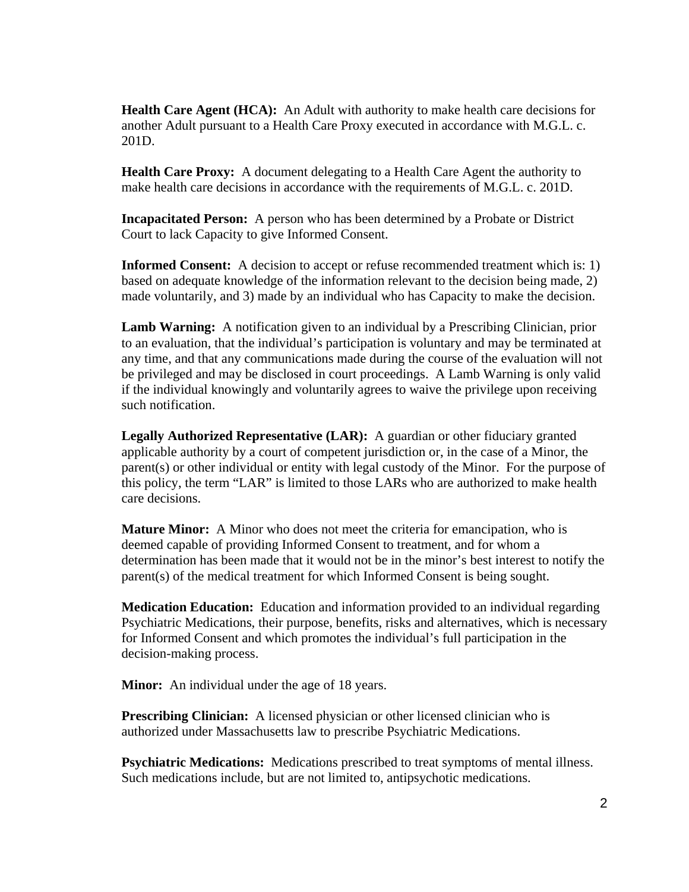**Health Care Agent (HCA):** An Adult with authority to make health care decisions for another Adult pursuant to a Health Care Proxy executed in accordance with M.G.L. c. 201D.

**Health Care Proxy:** A document delegating to a Health Care Agent the authority to make health care decisions in accordance with the requirements of M.G.L. c. 201D.

**Incapacitated Person:** A person who has been determined by a Probate or District Court to lack Capacity to give Informed Consent.

**Informed Consent:** A decision to accept or refuse recommended treatment which is: 1) based on adequate knowledge of the information relevant to the decision being made, 2) made voluntarily, and 3) made by an individual who has Capacity to make the decision.

**Lamb Warning:** A notification given to an individual by a Prescribing Clinician, prior to an evaluation, that the individual's participation is voluntary and may be terminated at any time, and that any communications made during the course of the evaluation will not be privileged and may be disclosed in court proceedings. A Lamb Warning is only valid if the individual knowingly and voluntarily agrees to waive the privilege upon receiving such notification.

**Legally Authorized Representative (LAR):** A guardian or other fiduciary granted applicable authority by a court of competent jurisdiction or, in the case of a Minor, the parent(s) or other individual or entity with legal custody of the Minor. For the purpose of this policy, the term "LAR" is limited to those LARs who are authorized to make health care decisions.

**Mature Minor:** A Minor who does not meet the criteria for emancipation, who is deemed capable of providing Informed Consent to treatment, and for whom a determination has been made that it would not be in the minor's best interest to notify the parent(s) of the medical treatment for which Informed Consent is being sought.

**Medication Education:** Education and information provided to an individual regarding Psychiatric Medications, their purpose, benefits, risks and alternatives, which is necessary for Informed Consent and which promotes the individual's full participation in the decision-making process.

**Minor:** An individual under the age of 18 years.

**Prescribing Clinician:** A licensed physician or other licensed clinician who is authorized under Massachusetts law to prescribe Psychiatric Medications.

**Psychiatric Medications:** Medications prescribed to treat symptoms of mental illness. Such medications include, but are not limited to, antipsychotic medications.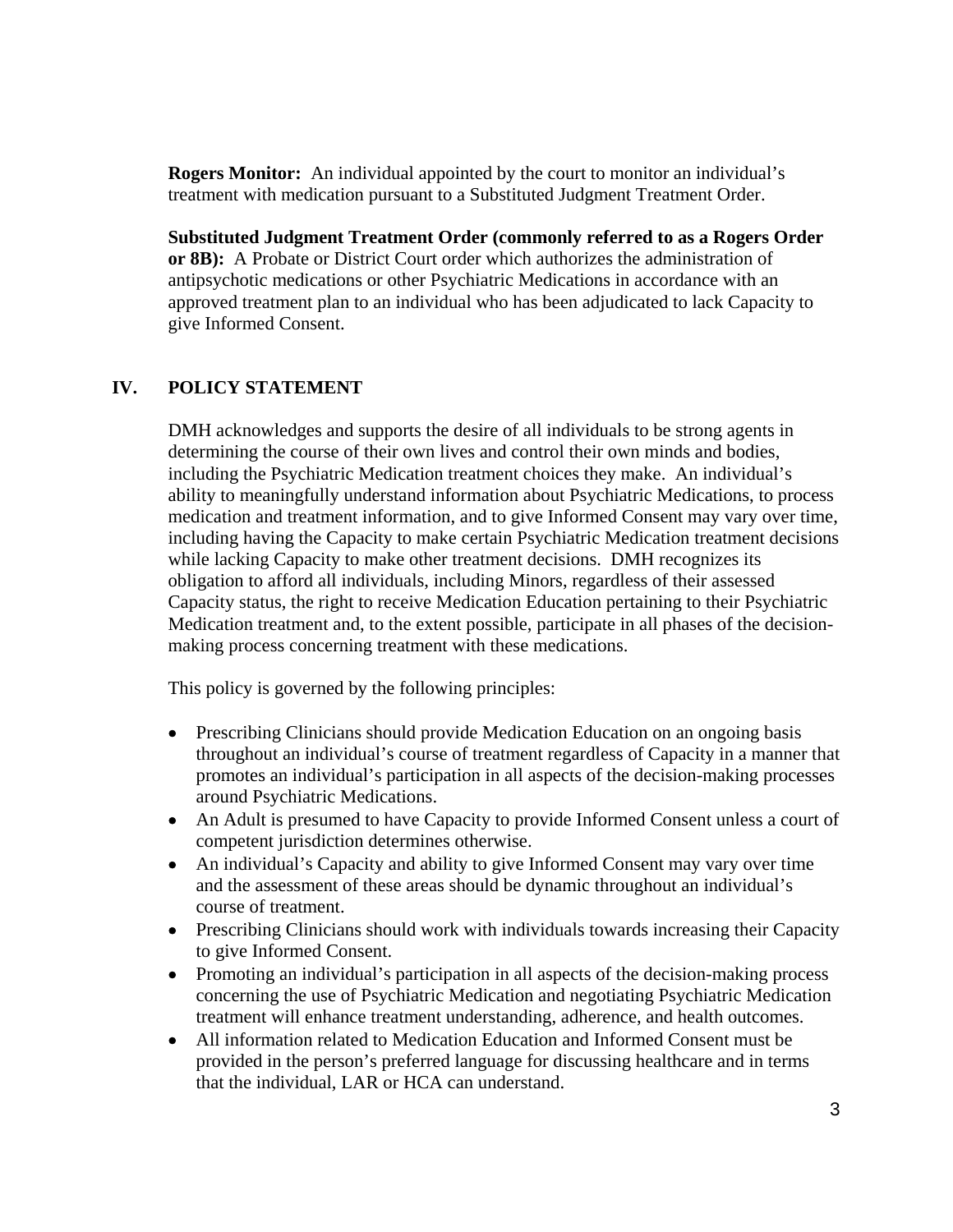**Rogers Monitor:** An individual appointed by the court to monitor an individual's treatment with medication pursuant to a Substituted Judgment Treatment Order.

**Substituted Judgment Treatment Order (commonly referred to as a Rogers Order or 8B):** A Probate or District Court order which authorizes the administration of antipsychotic medications or other Psychiatric Medications in accordance with an approved treatment plan to an individual who has been adjudicated to lack Capacity to give Informed Consent.

## IV. POLICY STATEMENT

DMH acknowledges and supports the desire of all individuals to be strong agents in determining the course of their own lives and control their own minds and bodies, including the Psychiatric Medication treatment choices they make. An individual's ability to meaningfully understand information about Psychiatric Medications, to process medication and treatment information, and to give Informed Consent may vary over time, including having the Capacity to make certain Psychiatric Medication treatment decisions while lacking Capacity to make other treatment decisions. DMH recognizes its obligation to afford all individuals, including Minors, regardless of their assessed Capacity status, the right to receive Medication Education pertaining to their Psychiatric Medication treatment and, to the extent possible, participate in all phases of the decision-making process concerning treatment with these medications.

This policy is governed by the following principles:

- Prescribing Clinicians should provide Medication Education on an ongoing basis throughout an individual's course of treatment regardless of Capacity in a manner that promotes an individual's participation in all aspects of the decision-making processes around Psychiatric Medications.
- An Adult is presumed to have Capacity to provide Informed Consent unless a court of competent jurisdiction determines otherwise.
- An individual's Capacity and ability to give Informed Consent may vary over time and the assessment of these areas should be dynamic throughout an individual's course of treatment.
- Prescribing Clinicians should work with individuals towards increasing their Capacity to give Informed Consent.
- Promoting an individual's participation in all aspects of the decision-making process concerning the use of Psychiatric Medication and negotiating Psychiatric Medication treatment will enhance treatment understanding, adherence, and health outcomes.
- All information related to Medication Education and Informed Consent must be provided in the person's preferred language for discussing healthcare and in terms that the individual, LAR or HCA can understand.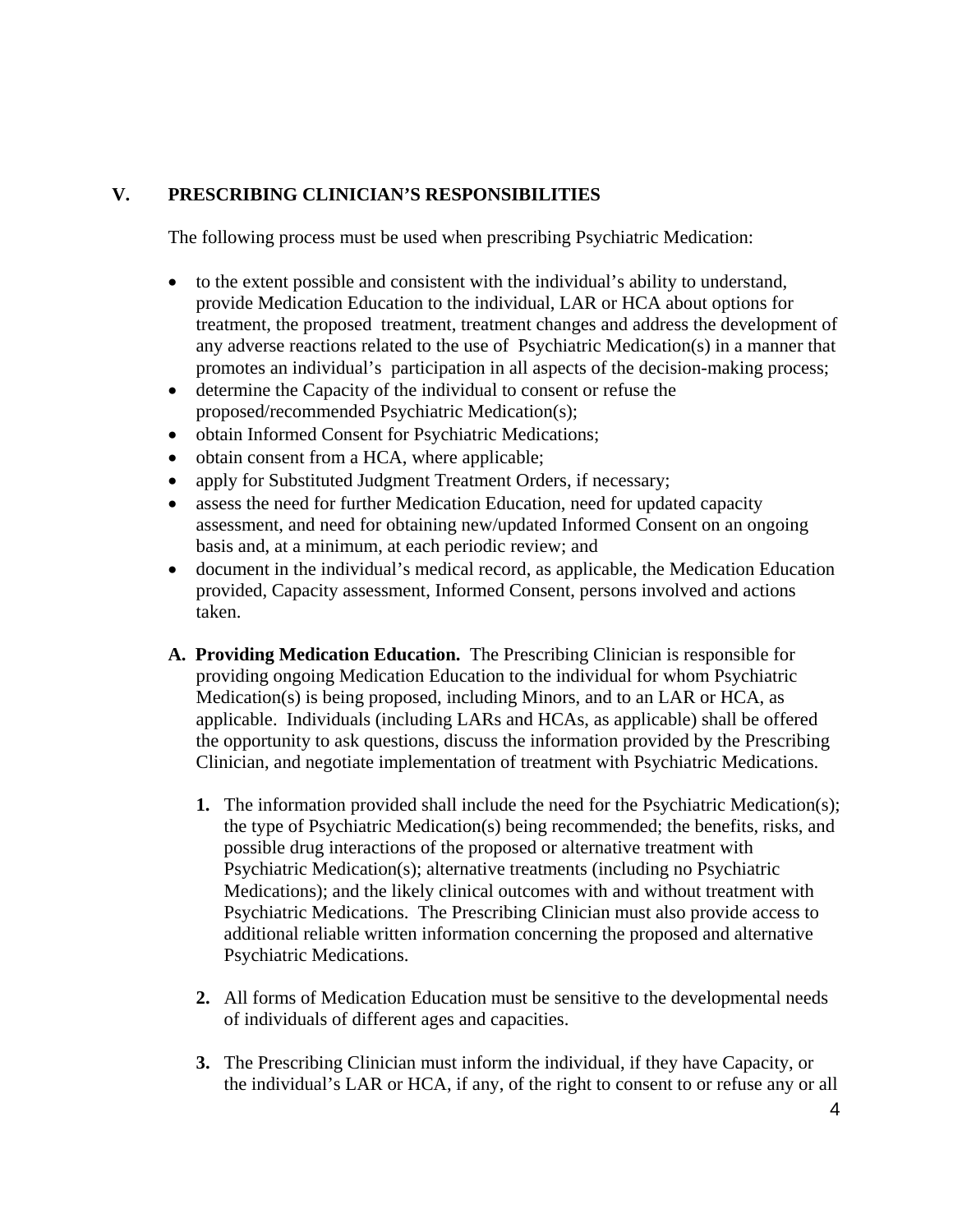## V. PRESCRIBING CLINICIAN'S RESPONSIBILITIES

The following process must be used when prescribing Psychiatric Medication:

- to the extent possible and consistent with the individual's ability to understand, provide Medication Education to the individual, LAR or HCA about options for treatment, the proposed treatment, treatment changes and address the development of any adverse reactions related to the use of Psychiatric Medication(s) in a manner that promotes an individual's participation in all aspects of the decision-making process;
- determine the Capacity of the individual to consent or refuse the proposed/recommended Psychiatric Medication(s);
- obtain Informed Consent for Psychiatric Medications;
- obtain consent from a HCA, where applicable;
- apply for Substituted Judgment Treatment Orders, if necessary;
- assess the need for further Medication Education, need for updated capacity assessment, and need for obtaining new/updated Informed Consent on an ongoing basis and, at a minimum, at each periodic review; and
- document in the individual's medical record, as applicable, the Medication Education provided, Capacity assessment, Informed Consent, persons involved and actions taken.

**A. Providing Medication Education.** The Prescribing Clinician is responsible for providing ongoing Medication Education to the individual for whom Psychiatric Medication(s) is being proposed, including Minors, and to an LAR or HCA, as applicable. Individuals (including LARs and HCAs, as applicable) shall be offered the opportunity to ask questions, discuss the information provided by the Prescribing Clinician, and negotiate implementation of treatment with Psychiatric Medications.

1. The information provided shall include the need for the Psychiatric Medication(s); the type of Psychiatric Medication(s) being recommended; the benefits, risks, and possible drug interactions of the proposed or alternative treatment with Psychiatric Medication(s); alternative treatments (including no Psychiatric Medications); and the likely clinical outcomes with and without treatment with Psychiatric Medications. The Prescribing Clinician must also provide access to additional reliable written information concerning the proposed and alternative Psychiatric Medications.

2. All forms of Medication Education must be sensitive to the developmental needs of individuals of different ages and capacities.

3. The Prescribing Clinician must inform the individual, if they have Capacity, or the individual's LAR or HCA, if any, of the right to consent to or refuse any or all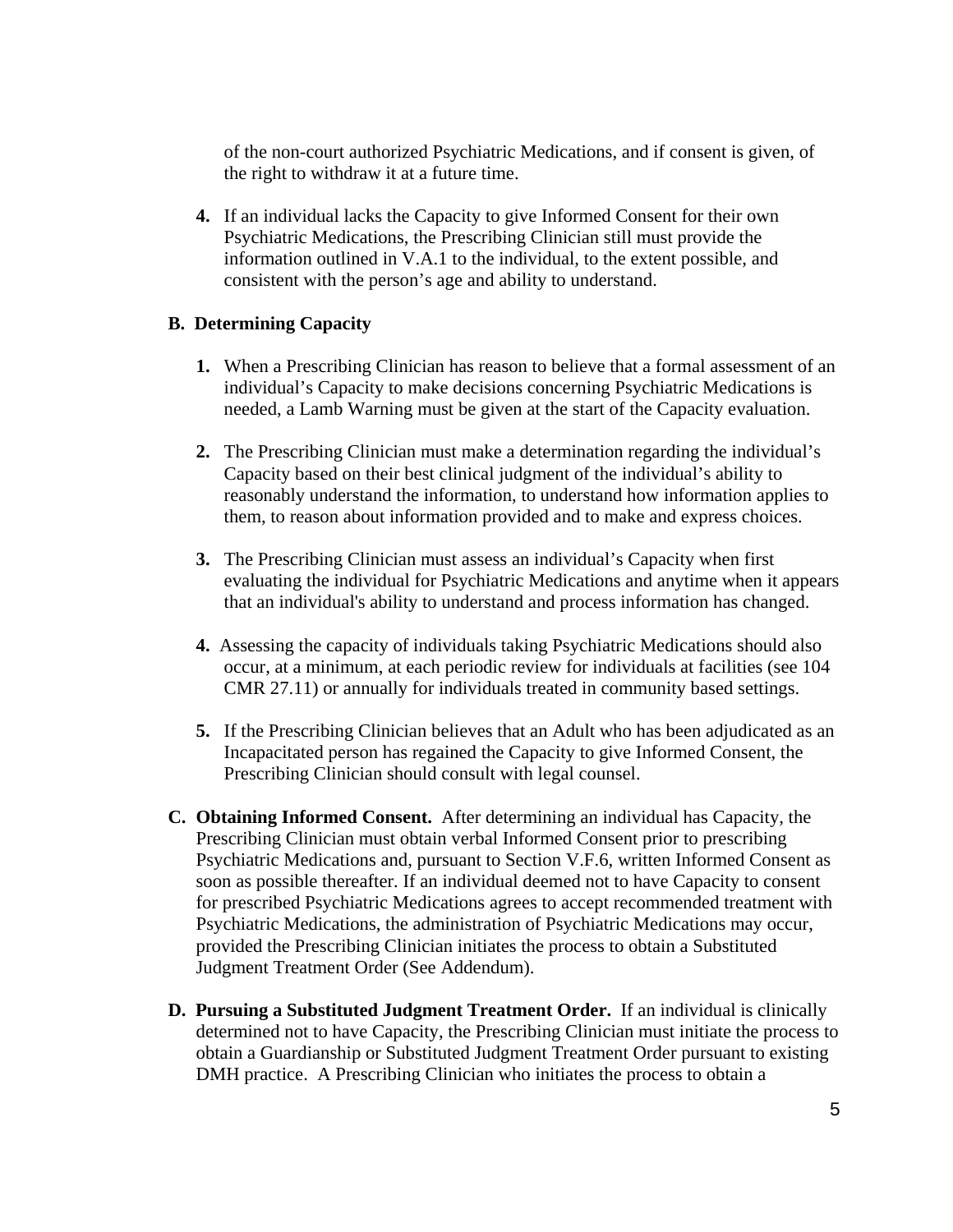of the non-court authorized Psychiatric Medications, and if consent is given, of the right to withdraw it at a future time.

4. If an individual lacks the Capacity to give Informed Consent for their own Psychiatric Medications, the Prescribing Clinician still must provide the information outlined in V.A.1 to the individual, to the extent possible, and consistent with the person's age and ability to understand.

**B. Determining Capacity**

1. When a Prescribing Clinician has reason to believe that a formal assessment of an individual's Capacity to make decisions concerning Psychiatric Medications is needed, a Lamb Warning must be given at the start of the Capacity evaluation.

2. The Prescribing Clinician must make a determination regarding the individual's Capacity based on their best clinical judgment of the individual's ability to reasonably understand the information, to understand how information applies to them, to reason about information provided and to make and express choices.

3. The Prescribing Clinician must assess an individual's Capacity when first evaluating the individual for Psychiatric Medications and anytime when it appears that an individual's ability to understand and process information has changed.

4. Assessing the capacity of individuals taking Psychiatric Medications should also occur, at a minimum, at each periodic review for individuals at facilities (see 104 CMR 27.11) or annually for individuals treated in community based settings.

5. If the Prescribing Clinician believes that an Adult who has been adjudicated as an Incapacitated person has regained the Capacity to give Informed Consent, the Prescribing Clinician should consult with legal counsel.

**C. Obtaining Informed Consent.** After determining an individual has Capacity, the Prescribing Clinician must obtain verbal Informed Consent prior to prescribing Psychiatric Medications and, pursuant to Section V.F.6, written Informed Consent as soon as possible thereafter. If an individual deemed not to have Capacity to consent for prescribed Psychiatric Medications agrees to accept recommended treatment with Psychiatric Medications, the administration of Psychiatric Medications may occur, provided the Prescribing Clinician initiates the process to obtain a Substituted Judgment Treatment Order (See Addendum).

**D. Pursuing a Substituted Judgment Treatment Order.** If an individual is clinically determined not to have Capacity, the Prescribing Clinician must initiate the process to obtain a Guardianship or Substituted Judgment Treatment Order pursuant to existing DMH practice. A Prescribing Clinician who initiates the process to obtain a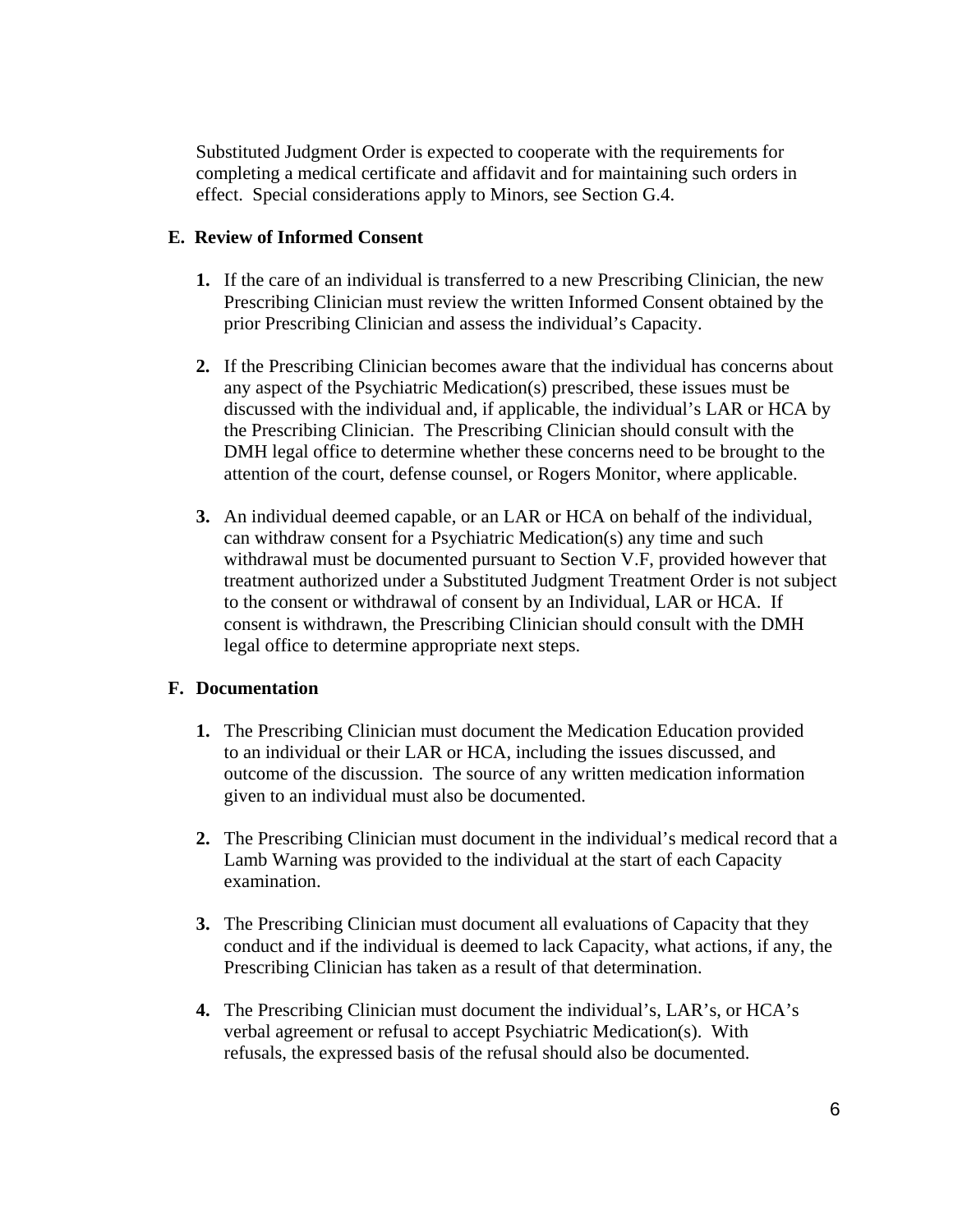Substituted Judgment Order is expected to cooperate with the requirements for completing a medical certificate and affidavit and for maintaining such orders in effect. Special considerations apply to Minors, see Section G.4.

### E. Review of Informed Consent

1. If the care of an individual is transferred to a new Prescribing Clinician, the new Prescribing Clinician must review the written Informed Consent obtained by the prior Prescribing Clinician and assess the individual's Capacity.

2. If the Prescribing Clinician becomes aware that the individual has concerns about any aspect of the Psychiatric Medication(s) prescribed, these issues must be discussed with the individual and, if applicable, the individual's LAR or HCA by the Prescribing Clinician. The Prescribing Clinician should consult with the DMH legal office to determine whether these concerns need to be brought to the attention of the court, defense counsel, or Rogers Monitor, where applicable.

3. An individual deemed capable, or an LAR or HCA on behalf of the individual, can withdraw consent for a Psychiatric Medication(s) any time and such withdrawal must be documented pursuant to Section V.F, provided however that treatment authorized under a Substituted Judgment Treatment Order is not subject to the consent or withdrawal of consent by an Individual, LAR or HCA. If consent is withdrawn, the Prescribing Clinician should consult with the DMH legal office to determine appropriate next steps.

### F. Documentation

1. The Prescribing Clinician must document the Medication Education provided to an individual or their LAR or HCA, including the issues discussed, and outcome of the discussion. The source of any written medication information given to an individual must also be documented.

2. The Prescribing Clinician must document in the individual's medical record that a Lamb Warning was provided to the individual at the start of each Capacity examination.

3. The Prescribing Clinician must document all evaluations of Capacity that they conduct and if the individual is deemed to lack Capacity, what actions, if any, the Prescribing Clinician has taken as a result of that determination.

4. The Prescribing Clinician must document the individual's, LAR's, or HCA's verbal agreement or refusal to accept Psychiatric Medication(s). With refusals, the expressed basis of the refusal should also be documented.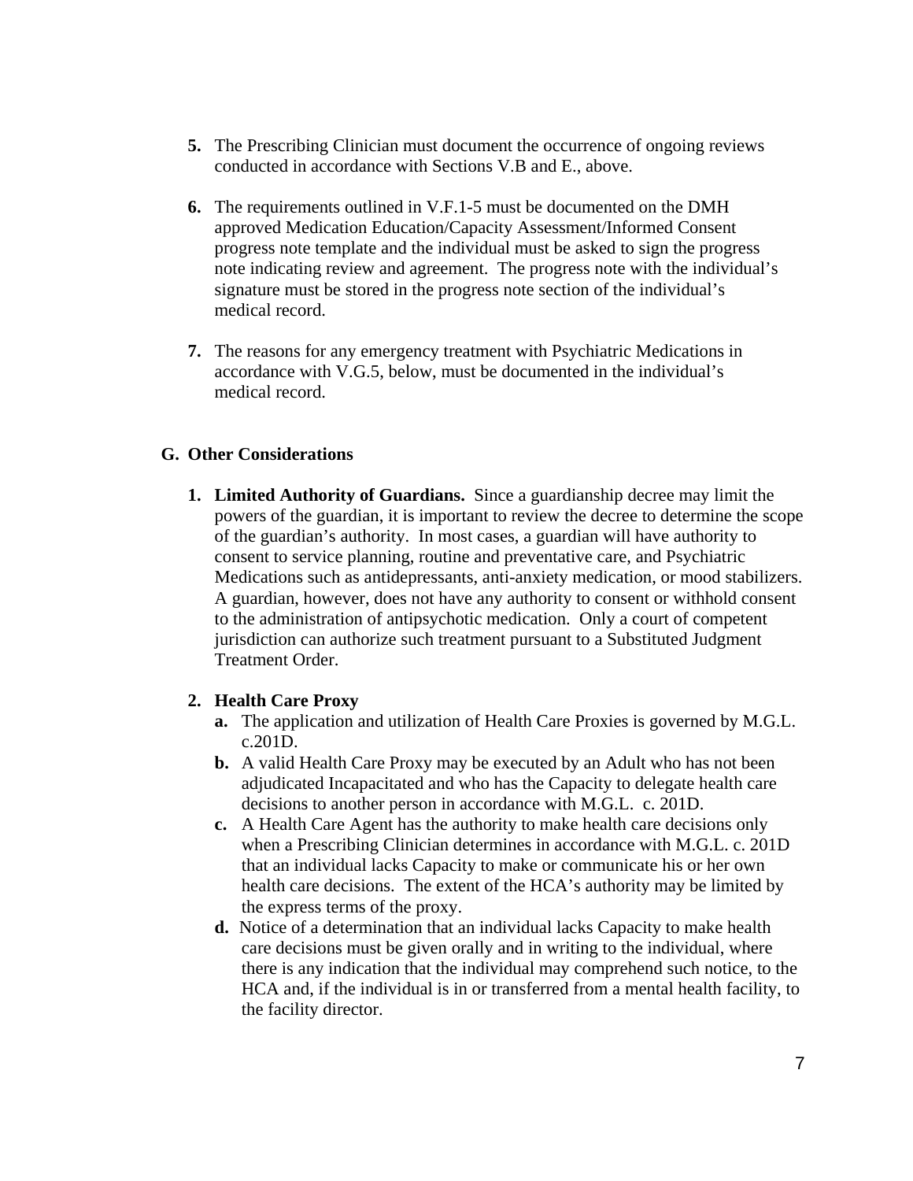5. The Prescribing Clinician must document the occurrence of ongoing reviews conducted in accordance with Sections V.B and E., above.

6. The requirements outlined in V.F.1-5 must be documented on the DMH approved Medication Education/Capacity Assessment/Informed Consent progress note template and the individual must be asked to sign the progress note indicating review and agreement. The progress note with the individual's signature must be stored in the progress note section of the individual's medical record.

7. The reasons for any emergency treatment with Psychiatric Medications in accordance with V.G.5, below, must be documented in the individual's medical record.

### G. Other Considerations

1. **Limited Authority of Guardians.** Since a guardianship decree may limit the powers of the guardian, it is important to review the decree to determine the scope of the guardian's authority. In most cases, a guardian will have authority to consent to service planning, routine and preventative care, and Psychiatric Medications such as antidepressants, anti-anxiety medication, or mood stabilizers. A guardian, however, does not have any authority to consent or withhold consent to the administration of antipsychotic medication. Only a court of competent jurisdiction can authorize such treatment pursuant to a Substituted Judgment Treatment Order.

2. **Health Care Proxy**
   - **a.** The application and utilization of Health Care Proxies is governed by M.G.L. c.201D.
   - **b.** A valid Health Care Proxy may be executed by an Adult who has not been adjudicated Incapacitated and who has the Capacity to delegate health care decisions to another person in accordance with M.G.L. c. 201D.
   - **c.** A Health Care Agent has the authority to make health care decisions only when a Prescribing Clinician determines in accordance with M.G.L. c. 201D that an individual lacks Capacity to make or communicate his or her own health care decisions. The extent of the HCA's authority may be limited by the express terms of the proxy.
   - **d.** Notice of a determination that an individual lacks Capacity to make health care decisions must be given orally and in writing to the individual, where there is any indication that the individual may comprehend such notice, to the HCA and, if the individual is in or transferred from a mental health facility, to the facility director.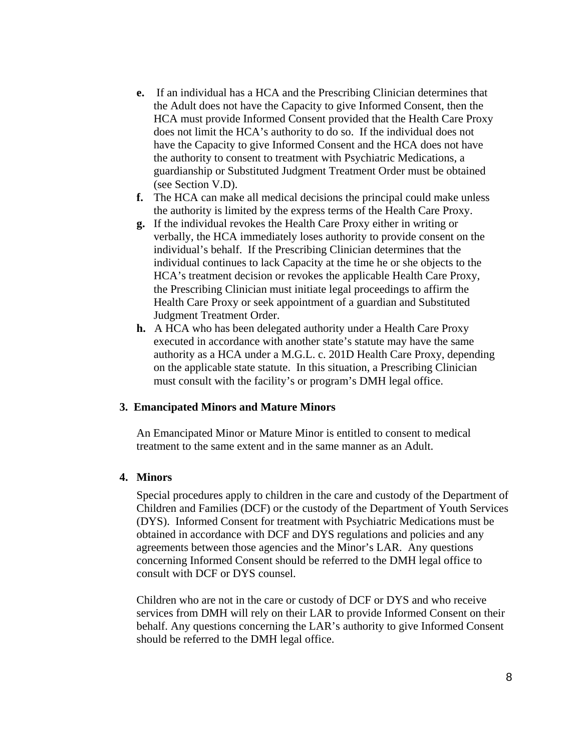- **e.** If an individual has a HCA and the Prescribing Clinician determines that the Adult does not have the Capacity to give Informed Consent, then the HCA must provide Informed Consent provided that the Health Care Proxy does not limit the HCA's authority to do so. If the individual does not have the Capacity to give Informed Consent and the HCA does not have the authority to consent to treatment with Psychiatric Medications, a guardianship or Substituted Judgment Treatment Order must be obtained (see Section V.D).
- **f.** The HCA can make all medical decisions the principal could make unless the authority is limited by the express terms of the Health Care Proxy.
- **g.** If the individual revokes the Health Care Proxy either in writing or verbally, the HCA immediately loses authority to provide consent on the individual's behalf. If the Prescribing Clinician determines that the individual continues to lack Capacity at the time he or she objects to the HCA's treatment decision or revokes the applicable Health Care Proxy, the Prescribing Clinician must initiate legal proceedings to affirm the Health Care Proxy or seek appointment of a guardian and Substituted Judgment Treatment Order.
- **h.** A HCA who has been delegated authority under a Health Care Proxy executed in accordance with another state's statute may have the same authority as a HCA under a M.G.L. c. 201D Health Care Proxy, depending on the applicable state statute. In this situation, a Prescribing Clinician must consult with the facility's or program's DMH legal office.

**3. Emancipated Minors and Mature Minors**

An Emancipated Minor or Mature Minor is entitled to consent to medical treatment to the same extent and in the same manner as an Adult.

**4. Minors**

Special procedures apply to children in the care and custody of the Department of Children and Families (DCF) or the custody of the Department of Youth Services (DYS). Informed Consent for treatment with Psychiatric Medications must be obtained in accordance with DCF and DYS regulations and policies and any agreements between those agencies and the Minor's LAR. Any questions concerning Informed Consent should be referred to the DMH legal office to consult with DCF or DYS counsel.

Children who are not in the care or custody of DCF or DYS and who receive services from DMH will rely on their LAR to provide Informed Consent on their behalf. Any questions concerning the LAR's authority to give Informed Consent should be referred to the DMH legal office.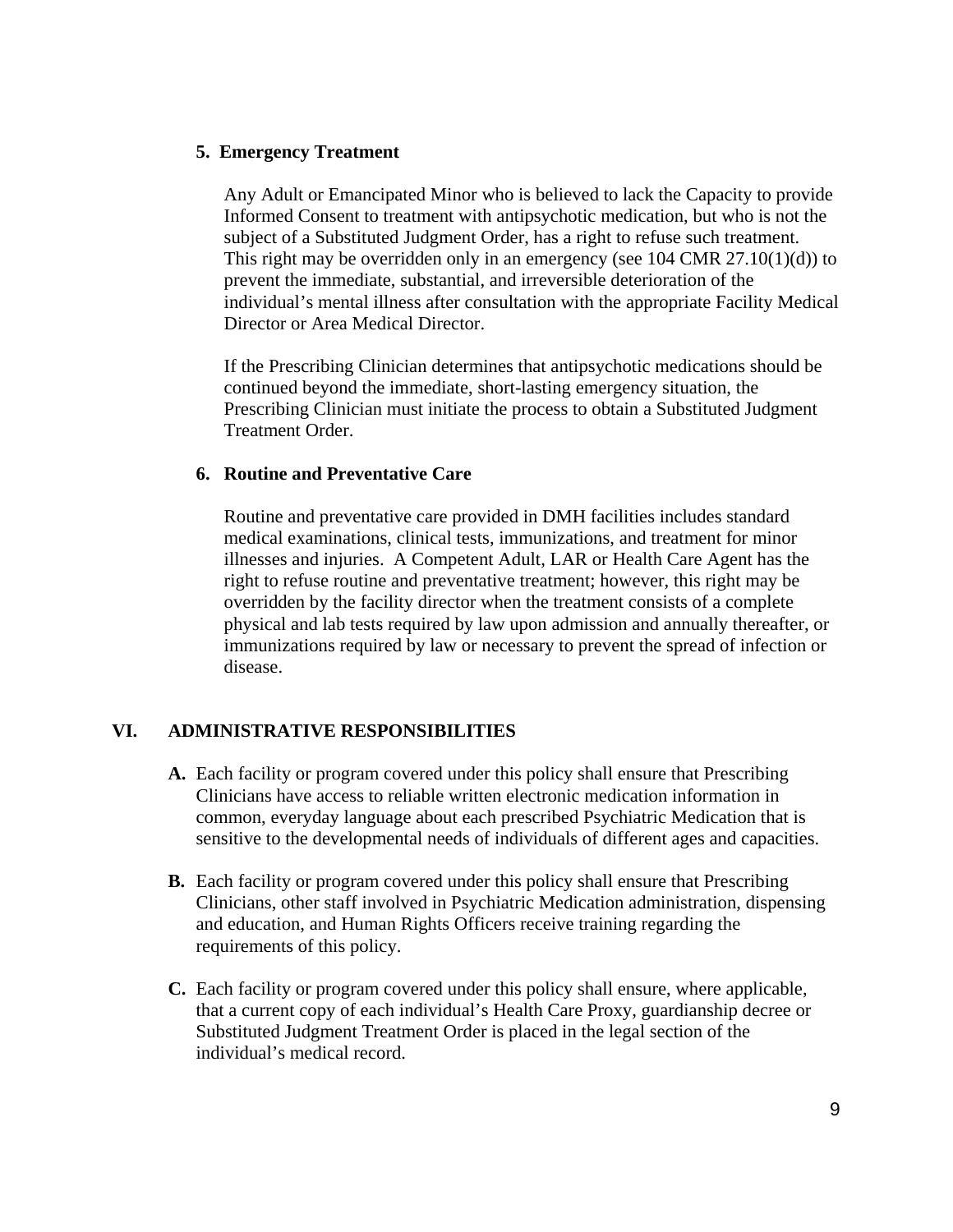**5. Emergency Treatment**

Any Adult or Emancipated Minor who is believed to lack the Capacity to provide Informed Consent to treatment with antipsychotic medication, but who is not the subject of a Substituted Judgment Order, has a right to refuse such treatment. This right may be overridden only in an emergency (see 104 CMR 27.10(1)(d)) to prevent the immediate, substantial, and irreversible deterioration of the individual's mental illness after consultation with the appropriate Facility Medical Director or Area Medical Director.

If the Prescribing Clinician determines that antipsychotic medications should be continued beyond the immediate, short-lasting emergency situation, the Prescribing Clinician must initiate the process to obtain a Substituted Judgment Treatment Order.

**6. Routine and Preventative Care**

Routine and preventative care provided in DMH facilities includes standard medical examinations, clinical tests, immunizations, and treatment for minor illnesses and injuries. A Competent Adult, LAR or Health Care Agent has the right to refuse routine and preventative treatment; however, this right may be overridden by the facility director when the treatment consists of a complete physical and lab tests required by law upon admission and annually thereafter, or immunizations required by law or necessary to prevent the spread of infection or disease.

## VI. ADMINISTRATIVE RESPONSIBILITIES

**A.** Each facility or program covered under this policy shall ensure that Prescribing Clinicians have access to reliable written electronic medication information in common, everyday language about each prescribed Psychiatric Medication that is sensitive to the developmental needs of individuals of different ages and capacities.

**B.** Each facility or program covered under this policy shall ensure that Prescribing Clinicians, other staff involved in Psychiatric Medication administration, dispensing and education, and Human Rights Officers receive training regarding the requirements of this policy.

**C.** Each facility or program covered under this policy shall ensure, where applicable, that a current copy of each individual's Health Care Proxy, guardianship decree or Substituted Judgment Treatment Order is placed in the legal section of the individual's medical record.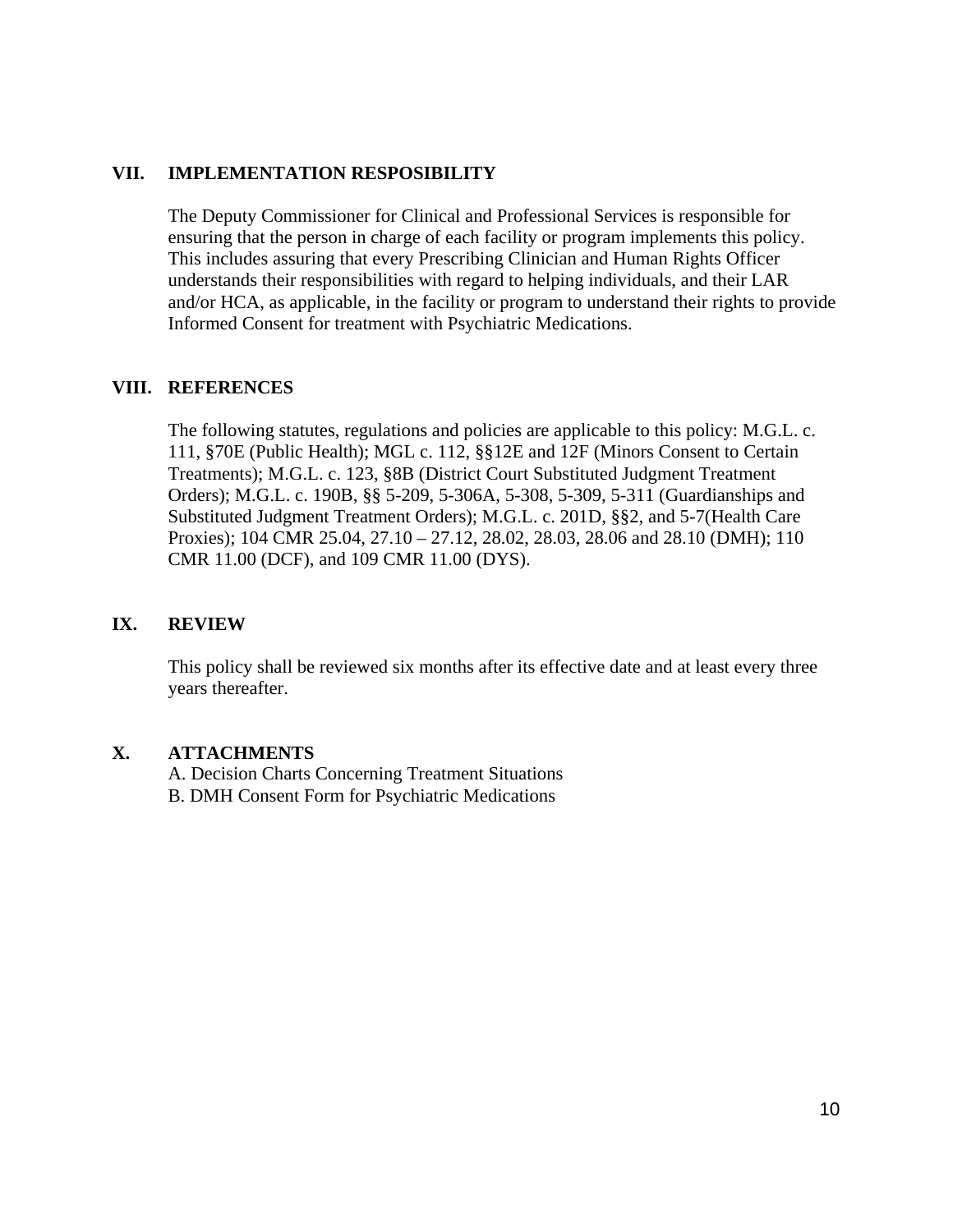## VII. IMPLEMENTATION RESPOSIBILITY

The Deputy Commissioner for Clinical and Professional Services is responsible for ensuring that the person in charge of each facility or program implements this policy. This includes assuring that every Prescribing Clinician and Human Rights Officer understands their responsibilities with regard to helping individuals, and their LAR and/or HCA, as applicable, in the facility or program to understand their rights to provide Informed Consent for treatment with Psychiatric Medications.

## VIII. REFERENCES

The following statutes, regulations and policies are applicable to this policy: M.G.L. c. 111, §70E (Public Health); MGL c. 112, §§12E and 12F (Minors Consent to Certain Treatments); M.G.L. c. 123, §8B (District Court Substituted Judgment Treatment Orders); M.G.L. c. 190B, §§ 5-209, 5-306A, 5-308, 5-309, 5-311 (Guardianships and Substituted Judgment Treatment Orders); M.G.L. c. 201D, §§2, and 5-7(Health Care Proxies); 104 CMR 25.04, 27.10 – 27.12, 28.02, 28.03, 28.06 and 28.10 (DMH); 110 CMR 11.00 (DCF), and 109 CMR 11.00 (DYS).

## IX. REVIEW

This policy shall be reviewed six months after its effective date and at least every three years thereafter.

## X. ATTACHMENTS

A. Decision Charts Concerning Treatment Situations
B. DMH Consent Form for Psychiatric Medications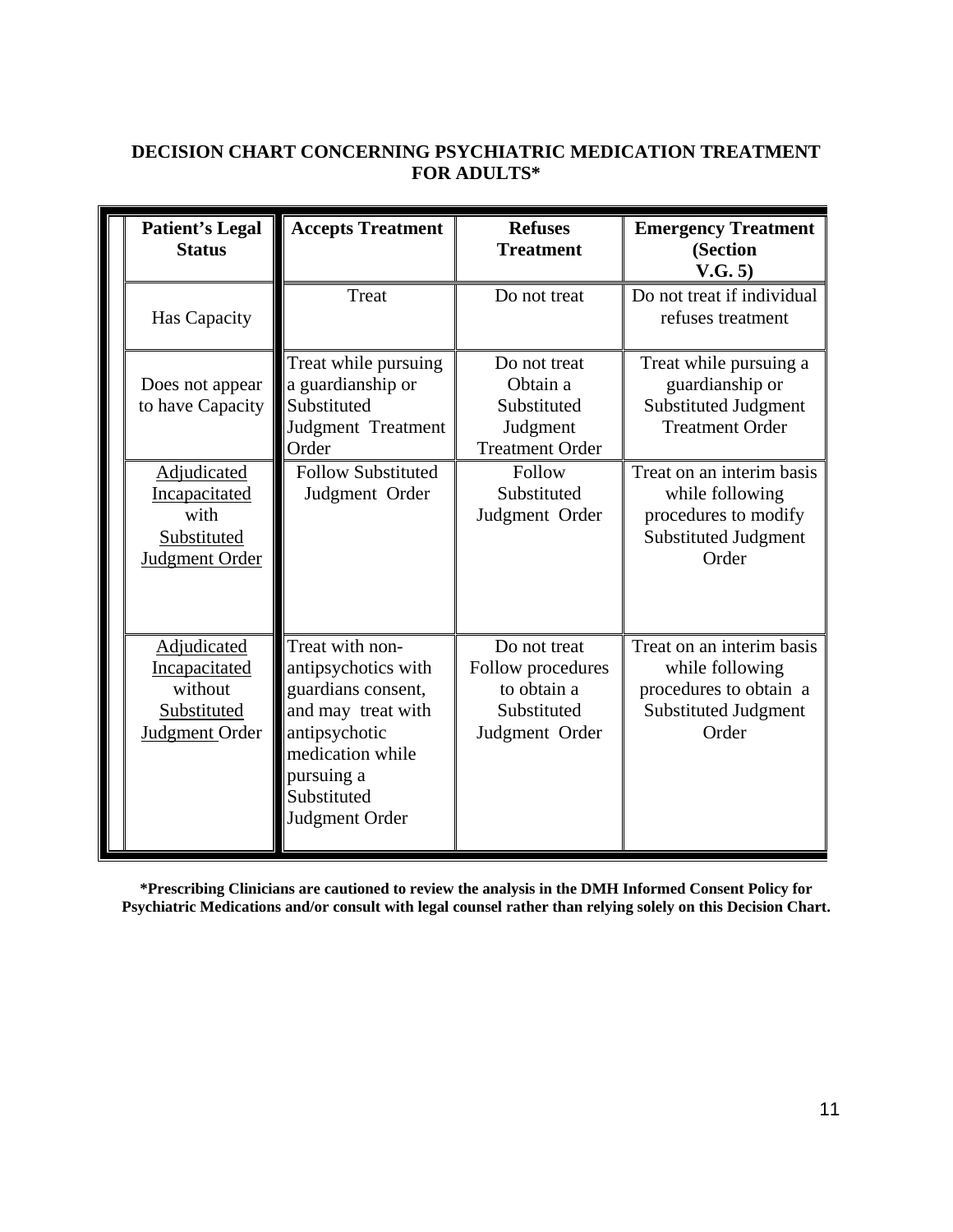**DECISION CHART CONCERNING PSYCHIATRIC MEDICATION TREATMENT FOR ADULTS***

| **Patient's Legal Status** | **Accepts Treatment** | **Refuses Treatment** | **Emergency Treatment (Section V.G. 5)** |
|---|---|---|---|
| Has Capacity | Treat | Do not treat | Do not treat if individual refuses treatment |
| Does not appear to have Capacity | Treat while pursuing a guardianship or Substituted Judgment Treatment Order | Do not treat Obtain a Substituted Judgment Treatment Order | Treat while pursuing a guardianship or Substituted Judgment Treatment Order |
| Adjudicated Incapacitated with Substituted Judgment Order | Follow Substituted Judgment Order | Follow Substituted Judgment Order | Treat on an interim basis while following procedures to modify Substituted Judgment Order |
| Adjudicated Incapacitated without Substituted Judgment Order | Treat with non-antipsychotics with guardians consent, and may treat with antipsychotic medication while pursuing a Substituted Judgment Order | Do not treat Follow procedures to obtain a Substituted Judgment Order | Treat on an interim basis while following procedures to obtain a Substituted Judgment Order |

***Prescribing Clinicians are cautioned to review the analysis in the DMH Informed Consent Policy for Psychiatric Medications and/or consult with legal counsel rather than relying solely on this Decision Chart.**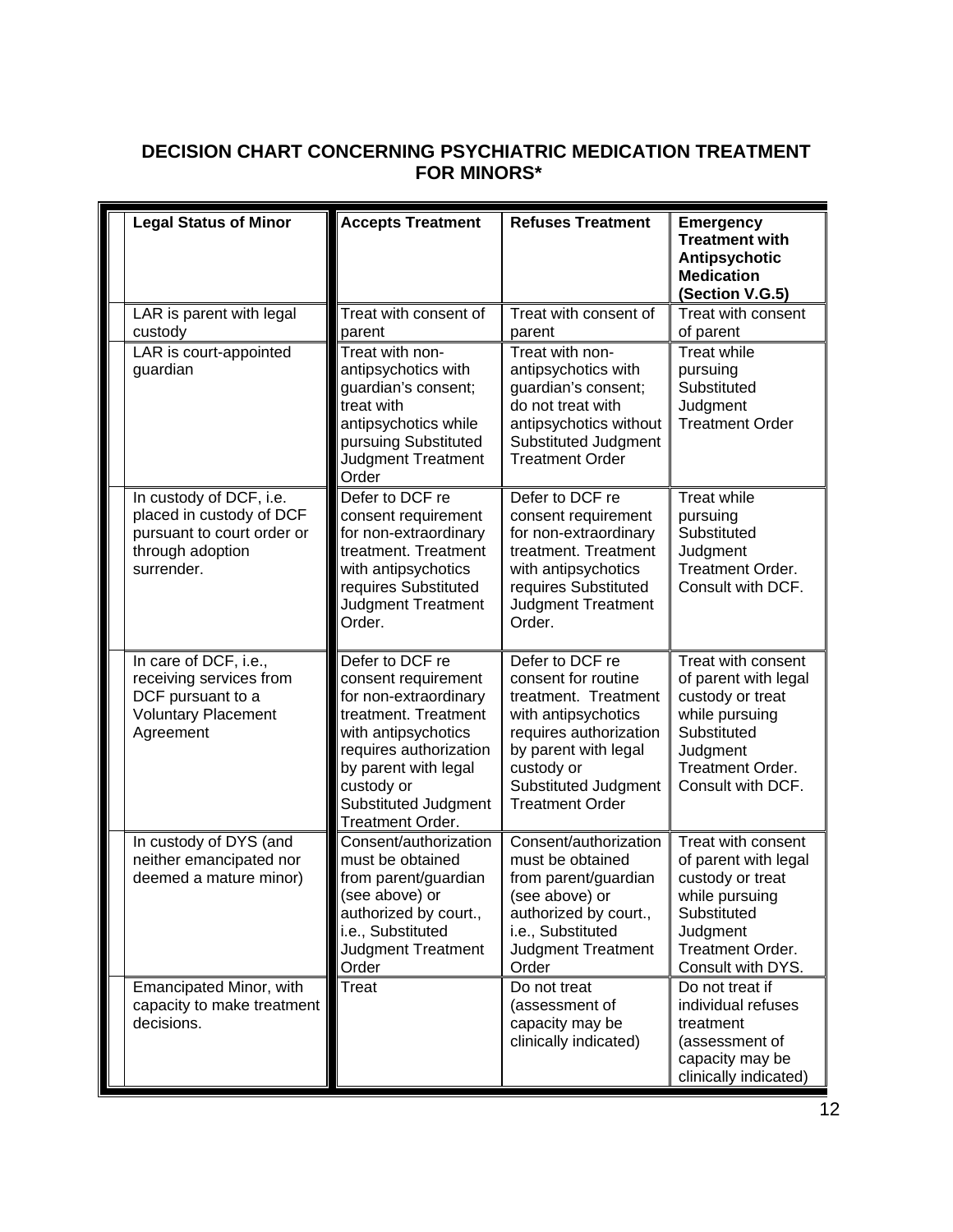## DECISION CHART CONCERNING PSYCHIATRIC MEDICATION TREATMENT FOR MINORS*

| Legal Status of Minor | Accepts Treatment | Refuses Treatment | Emergency Treatment with Antipsychotic Medication (Section V.G.5) |
|---|---|---|---|
| LAR is parent with legal custody | Treat with consent of parent | Treat with consent of parent | Treat with consent of parent |
| LAR is court-appointed guardian | Treat with non-antipsychotics with guardian's consent; treat with antipsychotics while pursuing Substituted Judgment Treatment Order | Treat with non-antipsychotics with guardian's consent; do not treat with antipsychotics without Substituted Judgment Treatment Order | Treat while pursuing Substituted Judgment Treatment Order |
| In custody of DCF, i.e. placed in custody of DCF pursuant to court order or through adoption surrender. | Defer to DCF re consent requirement for non-extraordinary treatment. Treatment with antipsychotics requires Substituted Judgment Treatment Order. | Defer to DCF re consent requirement for non-extraordinary treatment. Treatment with antipsychotics requires Substituted Judgment Treatment Order. | Treat while pursuing Substituted Judgment Treatment Order. Consult with DCF. |
| In care of DCF, i.e., receiving services from DCF pursuant to a Voluntary Placement Agreement | Defer to DCF re consent requirement for non-extraordinary treatment. Treatment with antipsychotics requires authorization by parent with legal custody or Substituted Judgment Treatment Order. | Defer to DCF re consent for routine treatment. Treatment with antipsychotics requires authorization by parent with legal custody or Substituted Judgment Treatment Order | Treat with consent of parent with legal custody or treat while pursuing Substituted Judgment Treatment Order. Consult with DCF. |
| In custody of DYS (and neither emancipated nor deemed a mature minor) | Consent/authorization must be obtained from parent/guardian (see above) or authorized by court., i.e., Substituted Judgment Treatment Order | Consent/authorization must be obtained from parent/guardian (see above) or authorized by court., i.e., Substituted Judgment Treatment Order | Treat with consent of parent with legal custody or treat while pursuing Substituted Judgment Treatment Order. Consult with DYS. |
| Emancipated Minor, with capacity to make treatment decisions. | Treat | Do not treat (assessment of capacity may be clinically indicated) | Do not treat if individual refuses treatment (assessment of capacity may be clinically indicated) |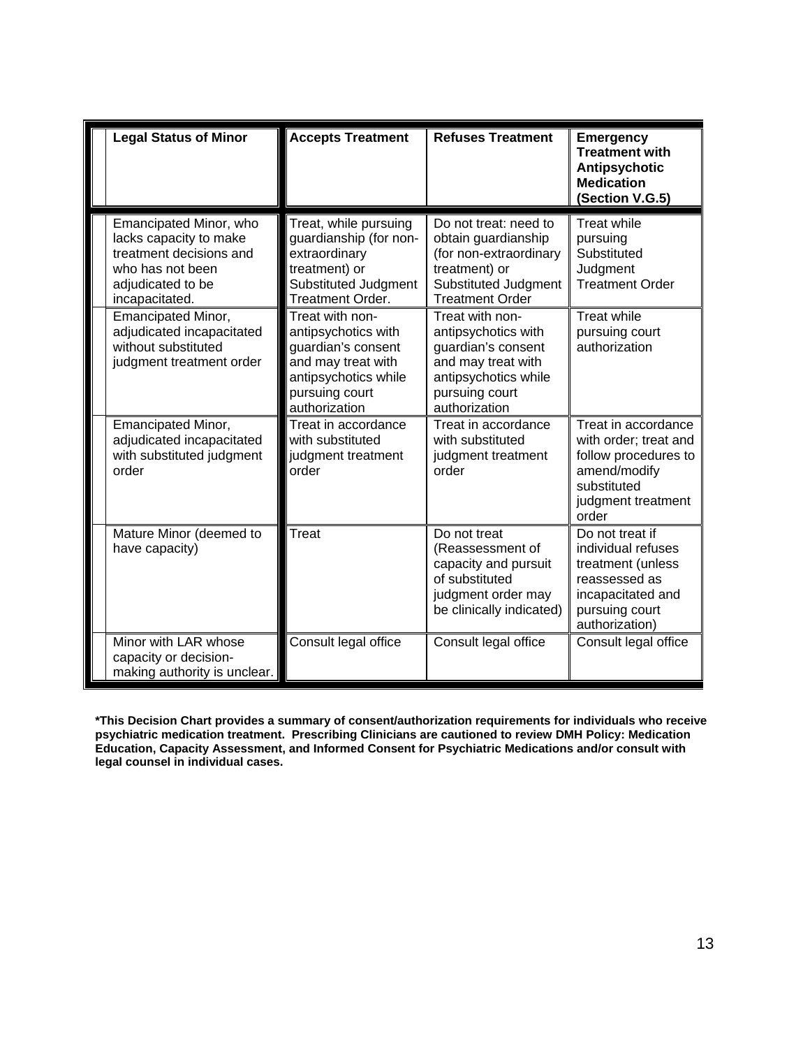| Legal Status of Minor | Accepts Treatment | Refuses Treatment | Emergency Treatment with Antipsychotic Medication (Section V.G.5) |
|---|---|---|---|
| Emancipated Minor, who lacks capacity to make treatment decisions and who has not been adjudicated to be incapacitated. | Treat, while pursuing guardianship (for non-extraordinary treatment) or Substituted Judgment Treatment Order. | Do not treat: need to obtain guardianship (for non-extraordinary treatment) or Substituted Judgment Treatment Order | Treat while pursuing Substituted Judgment Treatment Order |
| Emancipated Minor, adjudicated incapacitated without substituted judgment treatment order | Treat with non-antipsychotics with guardian's consent and may treat with antipsychotics while pursuing court authorization | Treat with non-antipsychotics with guardian's consent and may treat with antipsychotics while pursuing court authorization | Treat while pursuing court authorization |
| Emancipated Minor, adjudicated incapacitated with substituted judgment order | Treat in accordance with substituted judgment treatment order | Treat in accordance with substituted judgment treatment order | Treat in accordance with order; treat and follow procedures to amend/modify substituted judgment treatment order |
| Mature Minor (deemed to have capacity) | Treat | Do not treat (Reassessment of capacity and pursuit of substituted judgment order may be clinically indicated) | Do not treat if individual refuses treatment (unless reassessed as incapacitated and pursuing court authorization) |
| Minor with LAR whose capacity or decision-making authority is unclear. | Consult legal office | Consult legal office | Consult legal office |

**\*This Decision Chart provides a summary of consent/authorization requirements for individuals who receive psychiatric medication treatment. Prescribing Clinicians are cautioned to review DMH Policy: Medication Education, Capacity Assessment, and Informed Consent for Psychiatric Medications and/or consult with legal counsel in individual cases.**